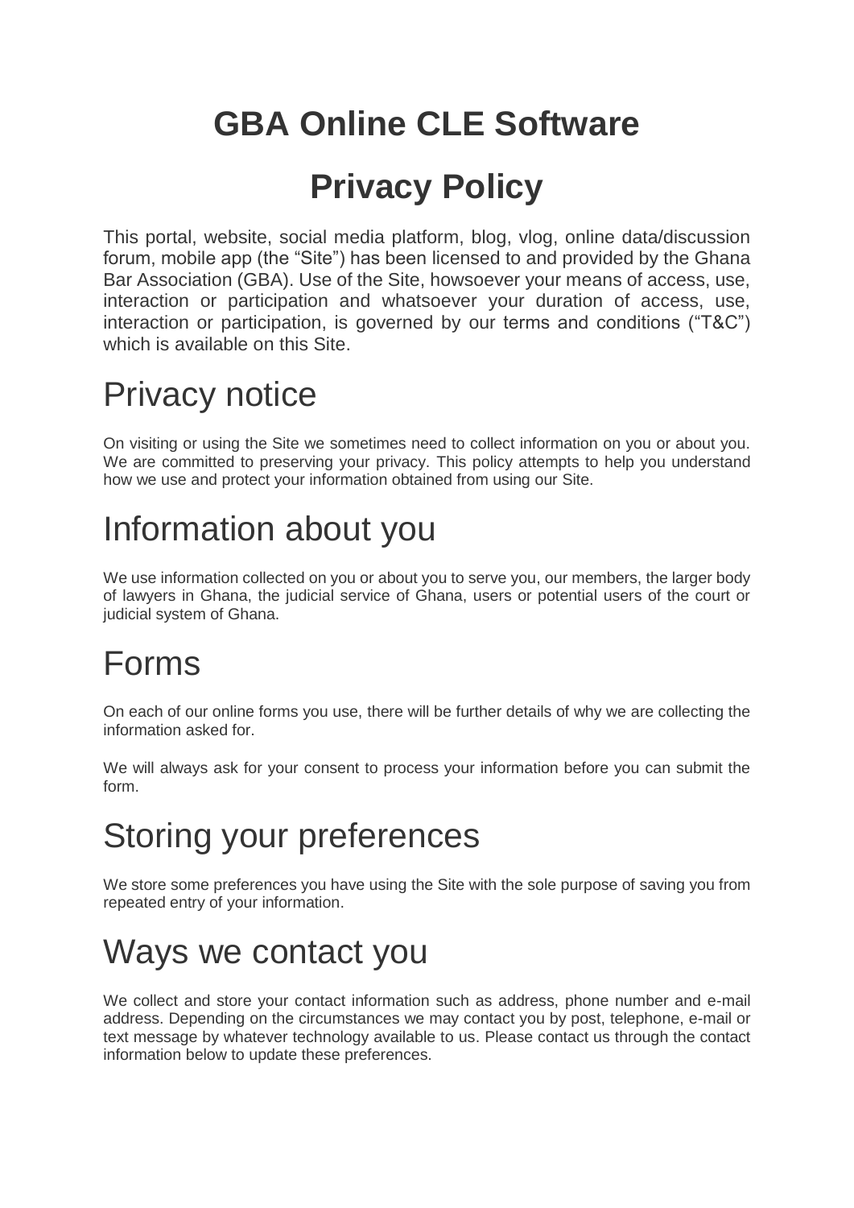# GBA Online CLE Software

# Privacy Policy

This portal, website, social media platform, blog, vlog, online data/discussion forum, mobile app (the "Site") has been licensed to and provided by the Ghana Bar Association (GBA). Use of the Site, howsoever your means of access, use, interaction or participation and whatsoever your duration of access, use, interaction or participation, is governed by our terms and conditions ("T&C") which is available on this Site.

## Privacy notice

On visiting or using the Site we sometimes need to collect information on you or about you. We are committed to preserving your privacy. This policy attempts to help you understand how we use and protect your information obtained from using our Site.

## Information about you

We use information collected on you or about you to serve you, our members, the larger body of lawyers in Ghana, the judicial service of Ghana, users or potential users of the court or judicial system of Ghana.

## Forms

On each of our online forms you use, there will be further details of why we are collecting the information asked for.

We will always ask for your consent to process your information before you can submit the form.

## Storing your preferences

We store some preferences you have using the Site with the sole purpose of saving you from repeated entry of your information.

## Ways we contact you

We collect and store your contact information such as address, phone number and e-mail address. Depending on the circumstances we may contact you by post, telephone, e-mail or text message by whatever technology available to us. Please contact us through the contact information below to update these preferences.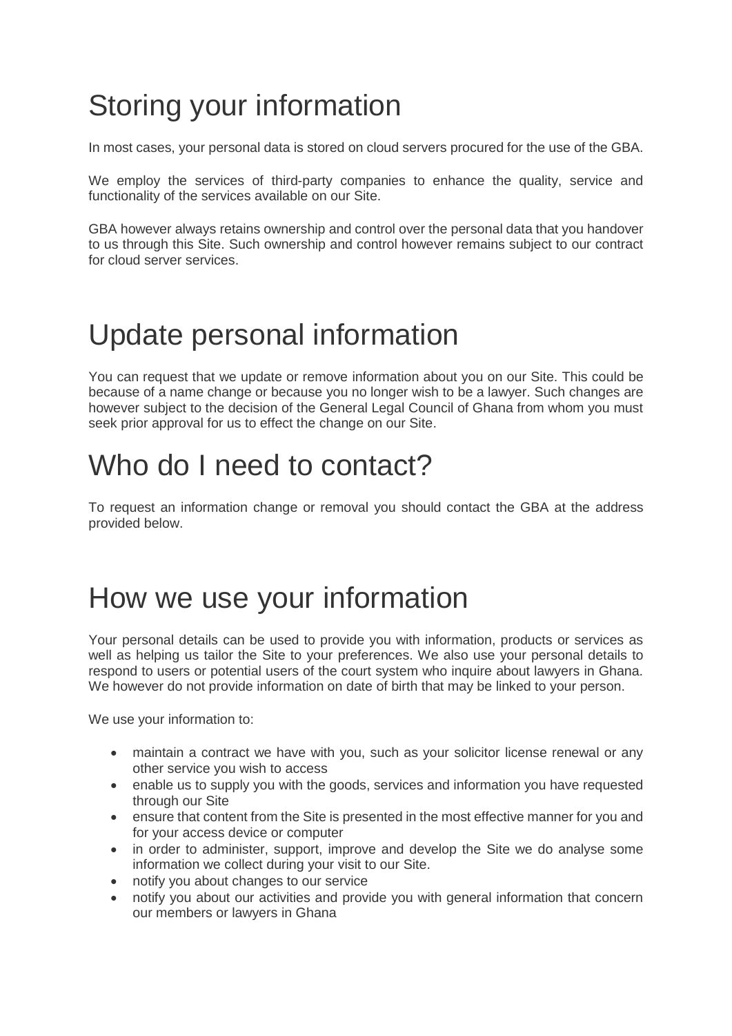# Storing your information

In most cases, your personal data is stored on cloud servers procured for the use of the GBA.

We employ the services of third-party companies to enhance the quality, service and functionality of the services available on our Site.

GBA however always retains ownership and control over the personal data that you handover to us through this Site. Such ownership and control however remains subject to our contract for cloud server services.

# Update personal information

You can request that we update or remove information about you on our Site. This could be because of a name change or because you no longer wish to be a lawyer. Such changes are however subject to the decision of the General Legal Council of Ghana from whom you must seek prior approval for us to effect the change on our Site.

# Who do I need to contact?

To request an information change or removal you should contact the GBA at the address provided below.

# How we use your information

Your personal details can be used to provide you with information, products or services as well as helping us tailor the Site to your preferences. We also use your personal details to respond to users or potential users of the court system who inquire about lawyers in Ghana. We however do not provide information on date of birth that may be linked to your person.

We use your information to:

- maintain a contract we have with you, such as your solicitor license renewal or any other service you wish to access
- enable us to supply you with the goods, services and information you have requested through our Site
- ensure that content from the Site is presented in the most effective manner for you and for your access device or computer
- in order to administer, support, improve and develop the Site we do analyse some information we collect during your visit to our Site.
- notify you about changes to our service
- notify you about our activities and provide you with general information that concern our members or lawyers in Ghana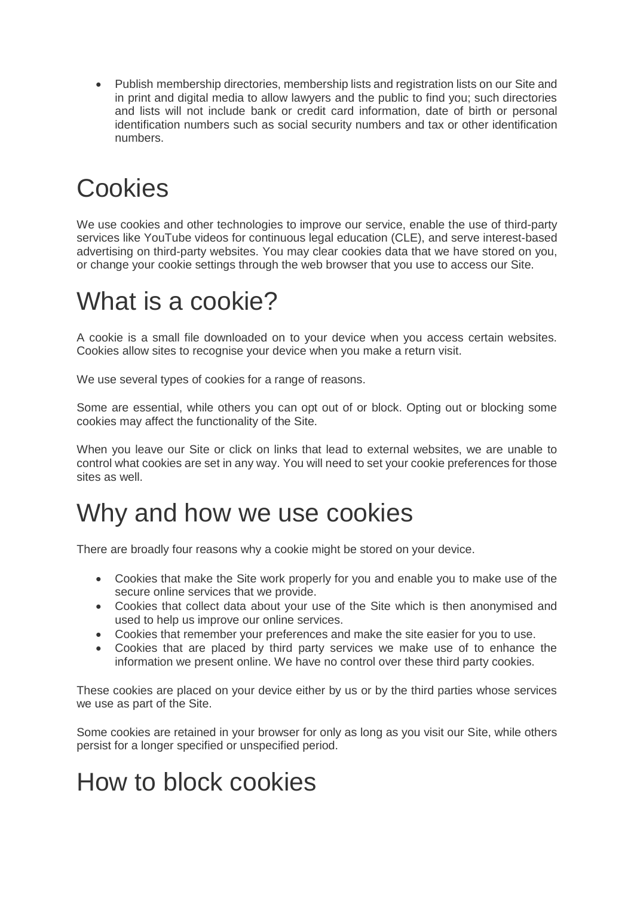- Publish membership directories, membership lists and registration lists on our Site and in print and digital media to allow lawyers and the public to find you; such directories and lists will not include bank or credit card information, date of birth or personal identification numbers such as social security numbers and tax or other identification numbers.

# Cookies

We use cookies and other technologies to improve our service, enable the use of third-party services like YouTube videos for continuous legal education (CLE), and serve interest-based advertising on third-party websites. You may clear cookies data that we have stored on you, or change your cookie settings through the web browser that you use to access our Site.

# What is a cookie?

A cookie is a small file downloaded on to your device when you access certain websites. Cookies allow sites to recognise your device when you make a return visit.

We use several types of cookies for a range of reasons.

Some are essential, while others you can opt out of or block. Opting out or blocking some cookies may affect the functionality of the Site.

When you leave our Site or click on links that lead to external websites, we are unable to control what cookies are set in any way. You will need to set your cookie preferences for those sites as well.

# Why and how we use cookies

There are broadly four reasons why a cookie might be stored on your device.

- Cookies that make the Site work properly for you and enable you to make use of the secure online services that we provide.
- Cookies that collect data about your use of the Site which is then anonymised and used to help us improve our online services.
- Cookies that remember your preferences and make the site easier for you to use.
- Cookies that are placed by third party services we make use of to enhance the information we present online. We have no control over these third party cookies.

These cookies are placed on your device either by us or by the third parties whose services we use as part of the Site.

Some cookies are retained in your browser for only as long as you visit our Site, while others persist for a longer specified or unspecified period.

# How to block cookies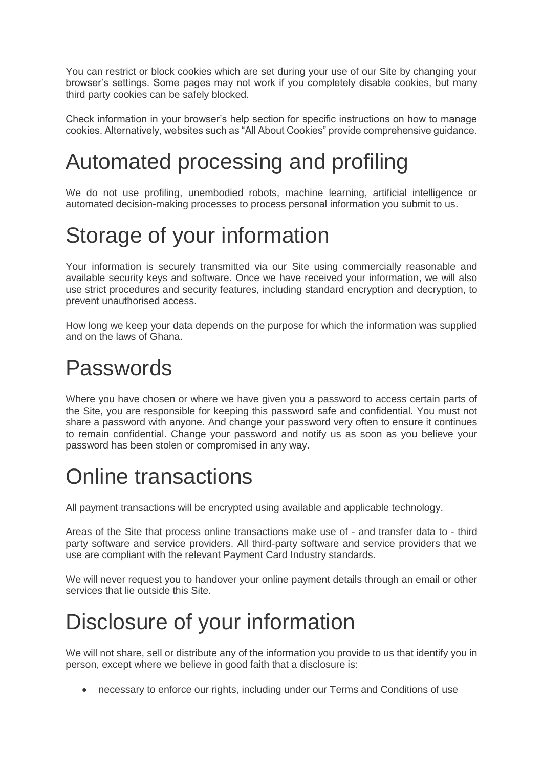You can restrict or block cookies which are set during your use of our Site by changing your browser's settings. Some pages may not work if you completely disable cookies, but many third party cookies can be safely blocked.

Check information in your browser's help section for specific instructions on how to manage cookies. Alternatively, websites such as "All About Cookies" provide comprehensive guidance.

# Automated processing and profiling

We do not use profiling, unembodied robots, machine learning, artificial intelligence or automated decision-making processes to process personal information you submit to us.

# Storage of your information

Your information is securely transmitted via our Site using commercially reasonable and available security keys and software. Once we have received your information, we will also use strict procedures and security features, including standard encryption and decryption, to prevent unauthorised access.

How long we keep your data depends on the purpose for which the information was supplied and on the laws of Ghana.

# Passwords

Where you have chosen or where we have given you a password to access certain parts of the Site, you are responsible for keeping this password safe and confidential. You must not share a password with anyone. And change your password very often to ensure it continues to remain confidential. Change your password and notify us as soon as you believe your password has been stolen or compromised in any way.

# Online transactions

All payment transactions will be encrypted using available and applicable technology.

Areas of the Site that process online transactions make use of - and transfer data to - third party software and service providers. All third-party software and service providers that we use are compliant with the relevant Payment Card Industry standards.

We will never request you to handover your online payment details through an email or other services that lie outside this Site.

# Disclosure of your information

We will not share, sell or distribute any of the information you provide to us that identify you in person, except where we believe in good faith that a disclosure is:

- necessary to enforce our rights, including under our Terms and Conditions of use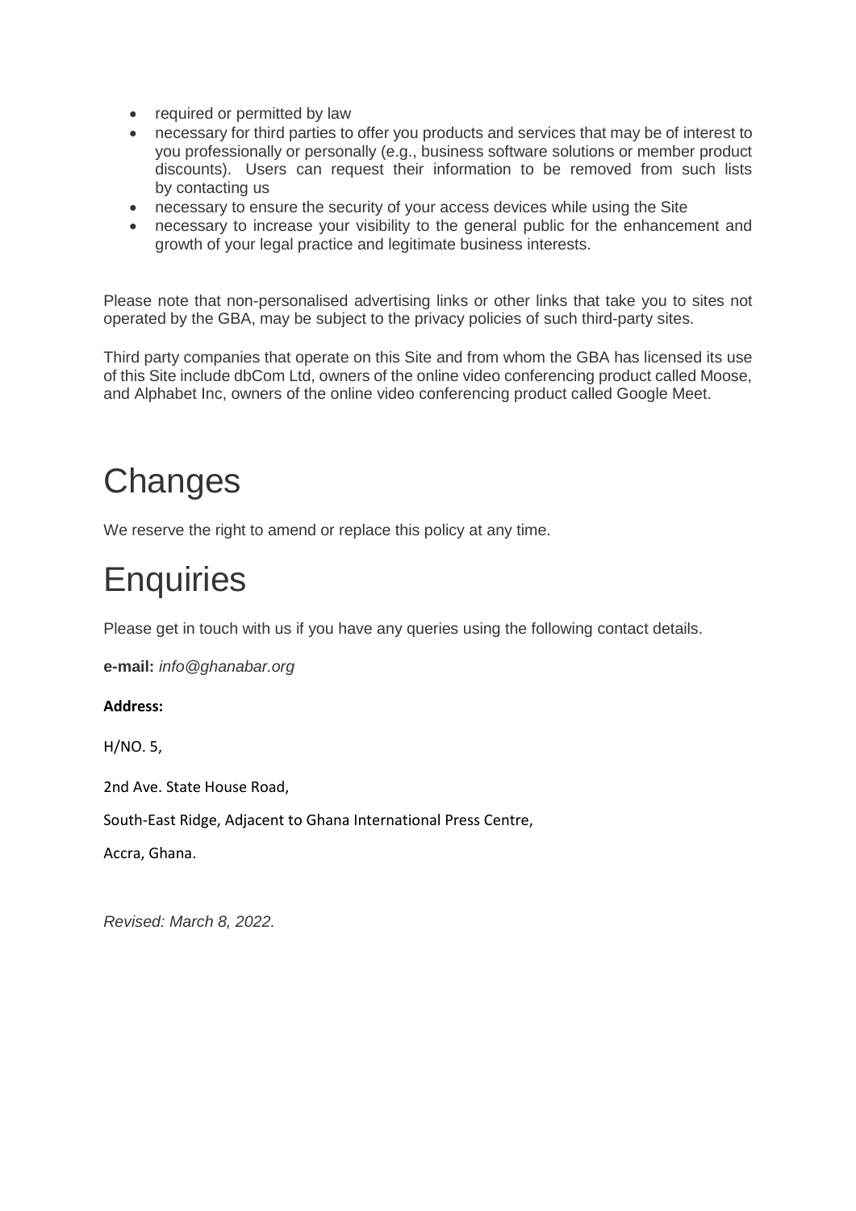- required or permitted by law
- necessary for third parties to offer you products and services that may be of interest to you professionally or personally (e.g., business software solutions or member product discounts). Users can request their information to be removed from such lists by contacting us
- necessary to ensure the security of your access devices while using the Site
- necessary to increase your visibility to the general public for the enhancement and growth of your legal practice and legitimate business interests.

Please note that non-personalised advertising links or other links that take you to sites not operated by the GBA, may be subject to the privacy policies of such third-party sites.

Third party companies that operate on this Site and from whom the GBA has licensed its use of this Site include dbCom Ltd, owners of the online video conferencing product called Moose, and Alphabet Inc, owners of the online video conferencing product called Google Meet.

# Changes

We reserve the right to amend or replace this policy at any time.

# Enquiries

Please get in touch with us if you have any queries using the following contact details.

**e-mail:** *info@ghanabar.org*

**Address:**

H/NO. 5,

2nd Ave. State House Road,

South-East Ridge, Adjacent to Ghana International Press Centre,

Accra, Ghana.

*Revised: March 8, 2022.*